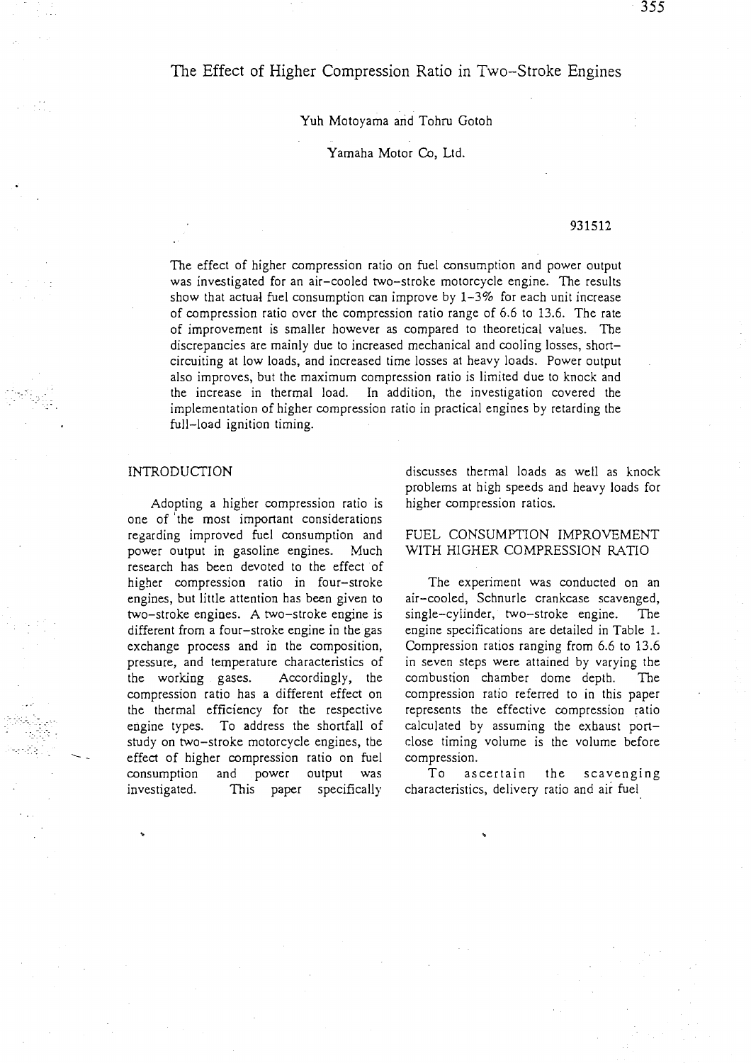# The Effect of Higher Compression Ratio in Two-Stroke Engines

Yuh Motoyama and Tohru Gotoh

Yamaha Motor Co, Ltd.

931512

The effect of higher compression ratio on fuel consumption and power output was investigated for an air-cooled two-stroke motorcycle engine. The results show that actual fuel consumption can improve by 1-3% for each unit increase of compression ratio over the compression ratio range of 6.6 to 13.6. The rate of improvement is smaller however as compared to theoretical values. The discrepancies are mainly due to increased mechanical and cooling losses, short-circuiting at low loads, and increased time losses at heavy loads. Power output also improves, but the maximum compression ratio is limited due to knock and the increase in thermal load. In addition, the investigation covered the implementation of higher compression ratio in practical engines by retarding the full-load ignition timing.

## INTRODUCTION

Adopting a higher compression ratio is one of the most important considerations regarding improved fuel consumption and power output in gasoline engines. Much research has been devoted to the effect of higher compression ratio in four-stroke engines, but little attention has been given to two-stroke engines. A two-stroke engine is different from a four-stroke engine in the gas exchange process and in the composition, pressure, and temperature characteristics of the working gases. Accordingly, the compression ratio has a different effect on the thermal efficiency for the respective engine types. To address the shortfall of study on two-stroke motorcycle engines, the effect of higher compression ratio on fuel consumption and power output was investigated. This paper specifically discusses thermal loads as well as knock problems at high speeds and heavy loads for higher compression ratios.

## FUEL CONSUMPTION IMPROVEMENT WITH HIGHER COMPRESSION RATIO

The experiment was conducted on an air-cooled, Schnurle crankcase scavenged, single-cylinder, two-stroke engine. The engine specifications are detailed in Table 1. Compression ratios ranging from 6.6 to 13.6 in seven steps were attained by varying the combustion chamber dome depth. The compression ratio referred to in this paper represents the effective compression ratio calculated by assuming the exhaust port-close timing volume is the volume before compression.

To ascertain the scavenging characteristics, delivery ratio and air fuel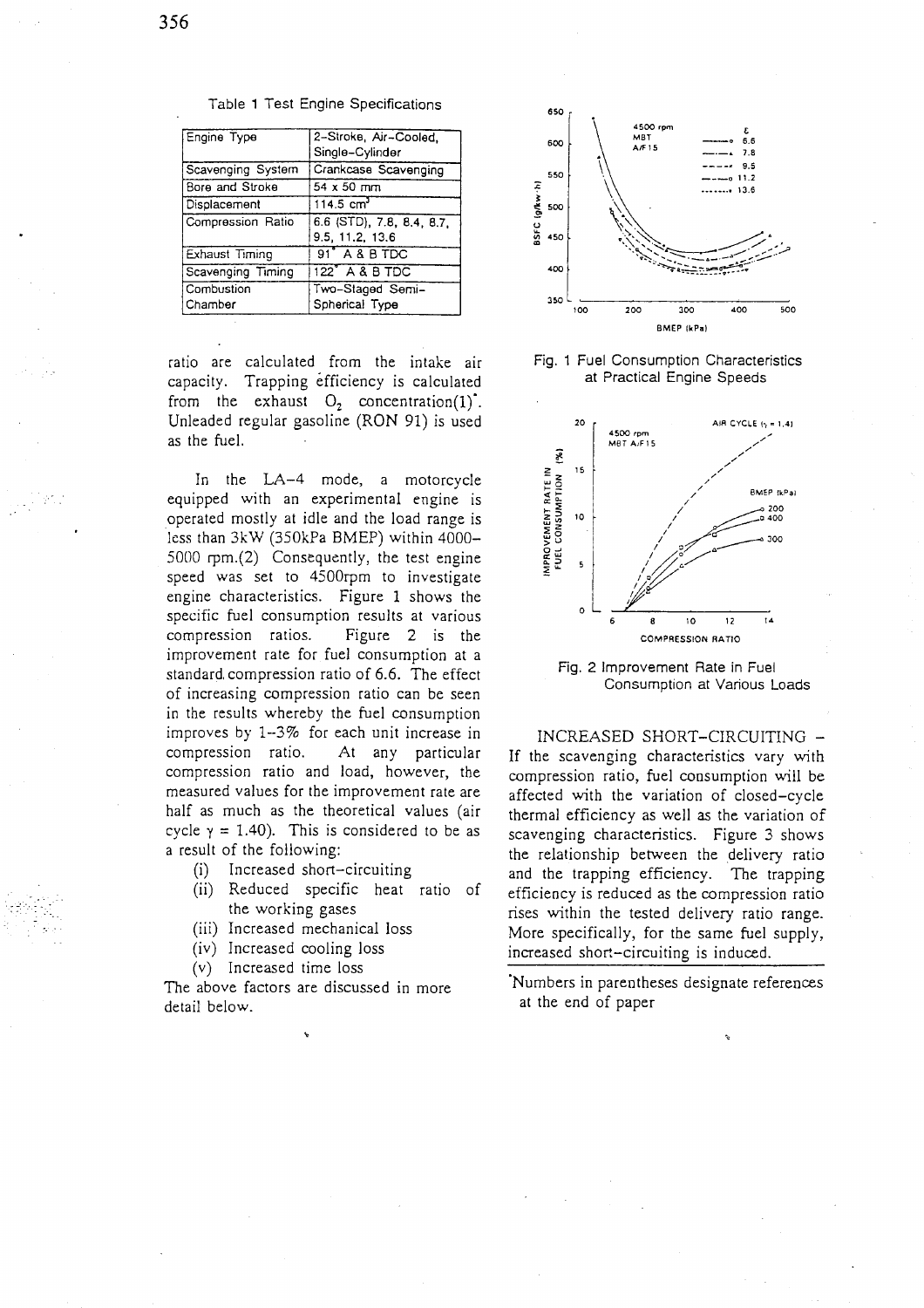Table 1 Test Engine Specifications

| Engine Type | 2-Stroke, Air-Cooled, Single-Cylinder |
|---|---|
| Scavenging System | Crankcase Scavenging |
| Bore and Stroke | 54 x 50 mm |
| Displacement | 114.5 cm$^3$ |
| Compression Ratio | 6.6 (STD), 7.8, 8.4, 8.7, 9.5, 11.2, 13.6 |
| Exhaust Timing | 91° A & B TDC |
| Scavenging Timing | 122° A & B TDC |
| Combustion Chamber | Two-Staged Semi-Spherical Type |

ratio are calculated from the intake air capacity. Trapping efficiency is calculated from the exhaust $O_2$ concentration(1)*. Unleaded regular gasoline (RON 91) is used as the fuel.

In the LA-4 mode, a motorcycle equipped with an experimental engine is operated mostly at idle and the load range is less than 3kW (350kPa BMEP) within 4000–5000 rpm.(2) Consequently, the test engine speed was set to 4500rpm to investigate engine characteristics. Figure 1 shows the specific fuel consumption results at various compression ratios. Figure 2 is the improvement rate for fuel consumption at a standard compression ratio of 6.6. The effect of increasing compression ratio can be seen in the results whereby the fuel consumption improves by 1–3% for each unit increase in compression ratio. At any particular compression ratio and load, however, the measured values for the improvement rate are half as much as the theoretical values (air cycle $\gamma = 1.40$). This is considered to be as a result of the following:

(i) Increased short-circuiting
(ii) Reduced specific heat ratio of the working gases
(iii) Increased mechanical loss
(iv) Increased cooling loss
(v) Increased time loss

The above factors are discussed in more detail below.

Fig. 1 Fuel Consumption Characteristics at Practical Engine Speeds

Fig. 2 Improvement Rate in Fuel Consumption at Various Loads

INCREASED SHORT-CIRCUITING – If the scavenging characteristics vary with compression ratio, fuel consumption will be affected with the variation of closed-cycle thermal efficiency as well as the variation of scavenging characteristics. Figure 3 shows the relationship between the delivery ratio and the trapping efficiency. The trapping efficiency is reduced as the compression ratio rises within the tested delivery ratio range. More specifically, for the same fuel supply, increased short-circuiting is induced.

*Numbers in parentheses designate references at the end of paper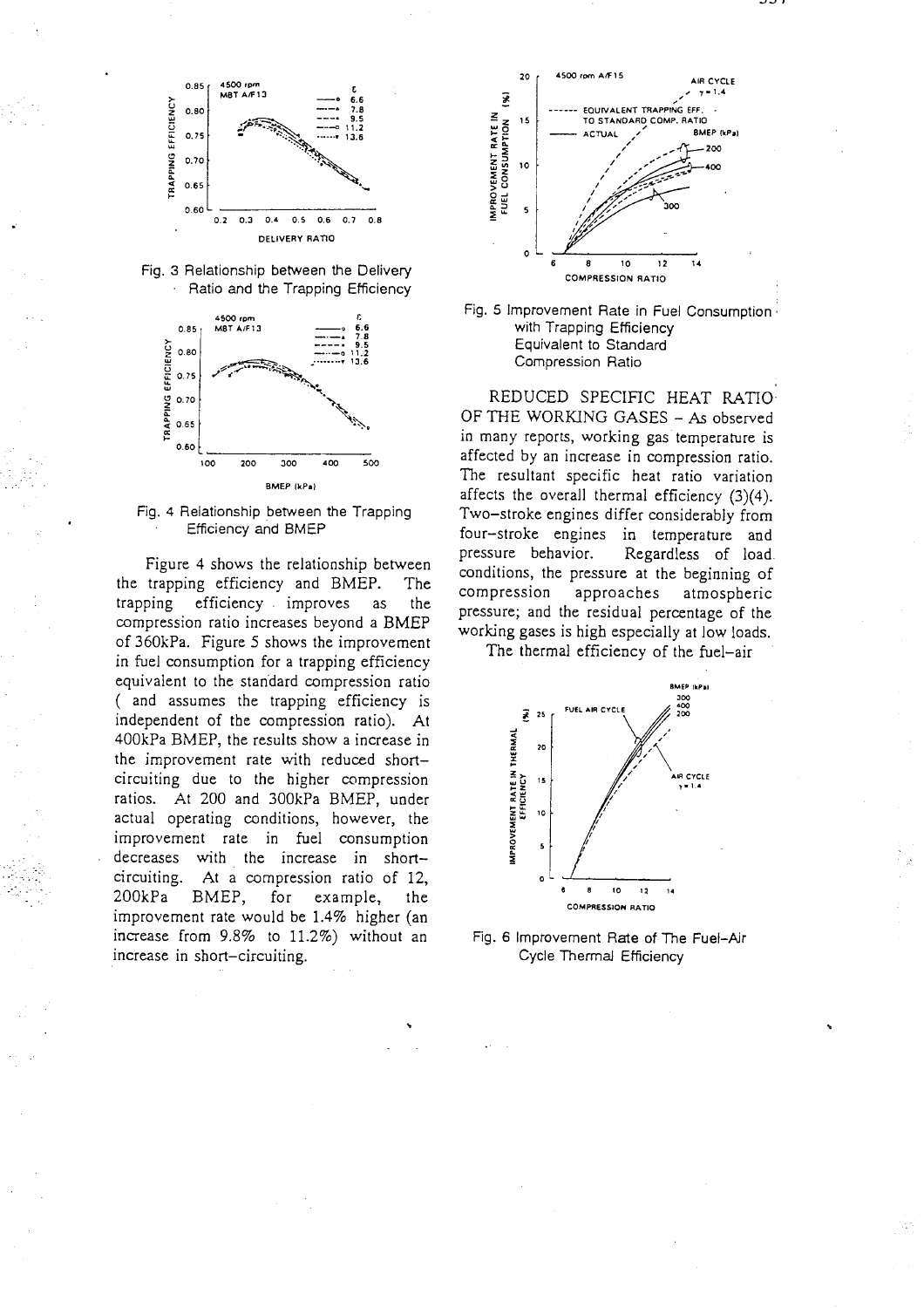Fig. 3 Relationship between the Delivery Ratio and the Trapping Efficiency

Fig. 4 Relationship between the Trapping Efficiency and BMEP

Figure 4 shows the relationship between the trapping efficiency and BMEP. The trapping efficiency improves as the compression ratio increases beyond a BMEP of 360kPa. Figure 5 shows the improvement in fuel consumption for a trapping efficiency equivalent to the standard compression ratio ( and assumes the trapping efficiency is independent of the compression ratio). At 400kPa BMEP, the results show a increase in the improvement rate with reduced short-circuiting due to the higher compression ratios. At 200 and 300kPa BMEP, under actual operating conditions, however, the improvement rate in fuel consumption decreases with the increase in short-circuiting. At a compression ratio of 12, 200kPa BMEP, for example, the improvement rate would be 1.4% higher (an increase from 9.8% to 11.2%) without an increase in short-circuiting.

Fig. 5 Improvement Rate in Fuel Consumption with Trapping Efficiency Equivalent to Standard Compression Ratio

REDUCED SPECIFIC HEAT RATIO OF THE WORKING GASES – As observed in many reports, working gas temperature is affected by an increase in compression ratio. The resultant specific heat ratio variation affects the overall thermal efficiency (3)(4). Two-stroke engines differ considerably from four-stroke engines in temperature and pressure behavior. Regardless of load conditions, the pressure at the beginning of compression approaches atmospheric pressure; and the residual percentage of the working gases is high especially at low loads.

The thermal efficiency of the fuel-air

Fig. 6 Improvement Rate of The Fuel-Air Cycle Thermal Efficiency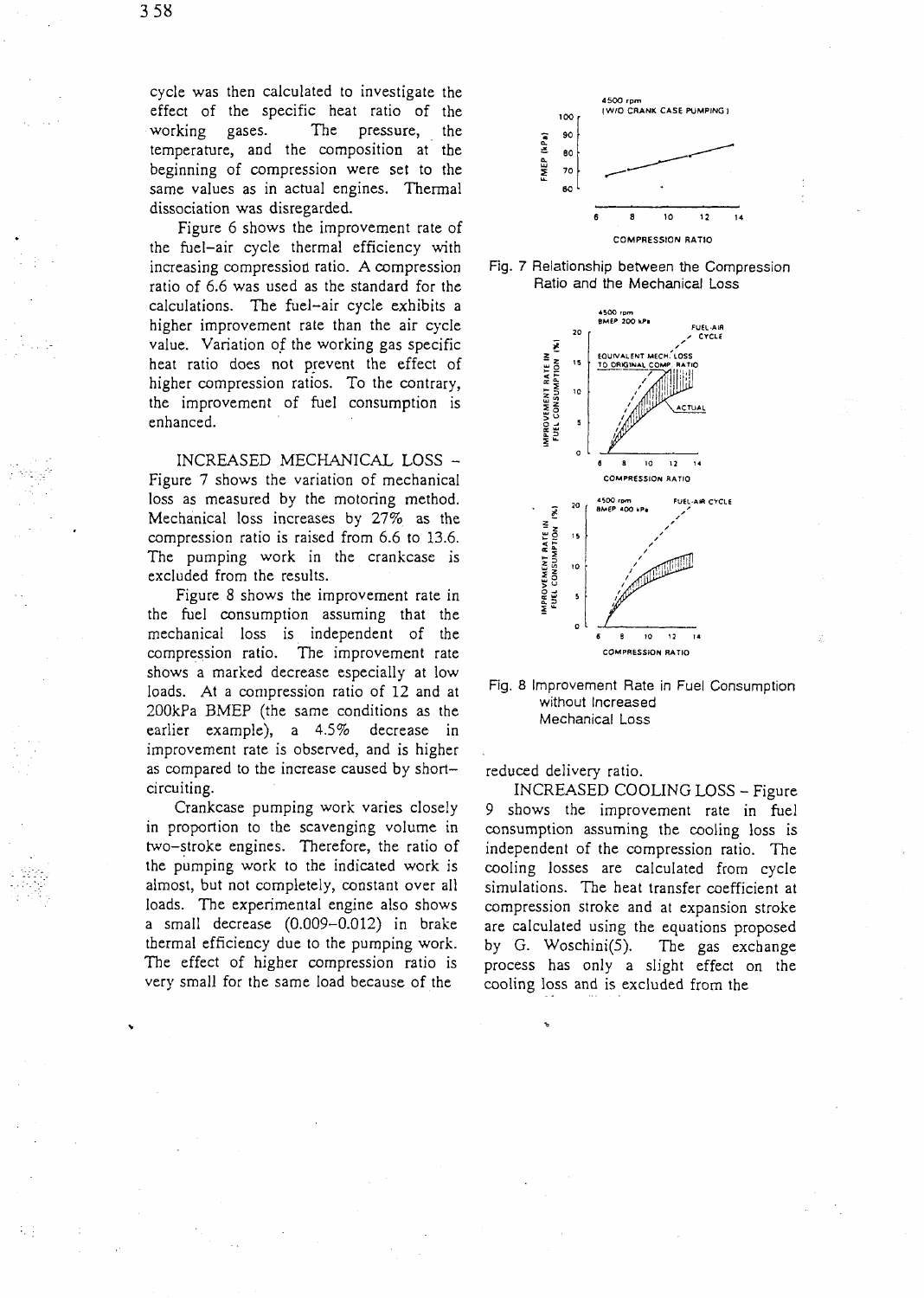cycle was then calculated to investigate the effect of the specific heat ratio of the working gases. The pressure, the temperature, and the composition at the beginning of compression were set to the same values as in actual engines. Thermal dissociation was disregarded.

Figure 6 shows the improvement rate of the fuel–air cycle thermal efficiency with increasing compression ratio. A compression ratio of 6.6 was used as the standard for the calculations. The fuel–air cycle exhibits a higher improvement rate than the air cycle value. Variation of the working gas specific heat ratio does not prevent the effect of higher compression ratios. To the contrary, the improvement of fuel consumption is enhanced.

INCREASED MECHANICAL LOSS – Figure 7 shows the variation of mechanical loss as measured by the motoring method. Mechanical loss increases by 27% as the compression ratio is raised from 6.6 to 13.6. The pumping work in the crankcase is excluded from the results.

Figure 8 shows the improvement rate in the fuel consumption assuming that the mechanical loss is independent of the compression ratio. The improvement rate shows a marked decrease especially at low loads. At a compression ratio of 12 and at 200kPa BMEP (the same conditions as the earlier example), a 4.5% decrease in improvement rate is observed, and is higher as compared to the increase caused by short–circuiting.

Crankcase pumping work varies closely in proportion to the scavenging volume in two–stroke engines. Therefore, the ratio of the pumping work to the indicated work is almost, but not completely, constant over all loads. The experimental engine also shows a small decrease (0.009–0.012) in brake thermal efficiency due to the pumping work. The effect of higher compression ratio is very small for the same load because of the reduced delivery ratio.

Fig. 7 Relationship between the Compression Ratio and the Mechanical Loss

Fig. 8 Improvement Rate in Fuel Consumption without Increased Mechanical Loss

INCREASED COOLING LOSS – Figure 9 shows the improvement rate in fuel consumption assuming the cooling loss is independent of the compression ratio. The cooling losses are calculated from cycle simulations. The heat transfer coefficient at compression stroke and at expansion stroke are calculated using the equations proposed by G. Woschini(5). The gas exchange process has only a slight effect on the cooling loss and is excluded from the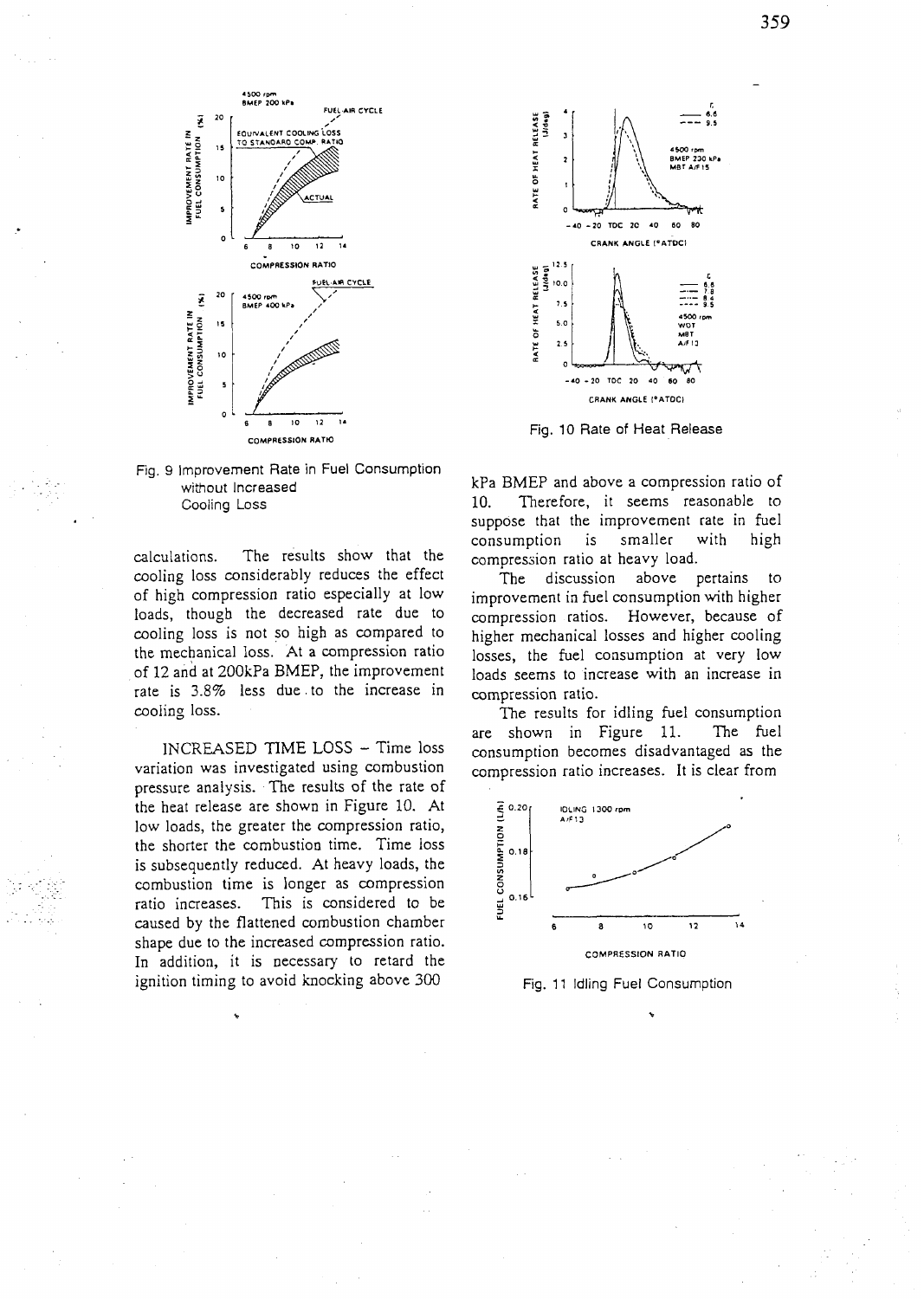Fig. 9 Improvement Rate in Fuel Consumption without Increased Cooling Loss

calculations. The results show that the cooling loss considerably reduces the effect of high compression ratio especially at low loads, though the decreased rate due to cooling loss is not so high as compared to the mechanical loss. At a compression ratio of 12 and at 200kPa BMEP, the improvement rate is 3.8% less due to the increase in cooling loss.

INCREASED TIME LOSS – Time loss variation was investigated using combustion pressure analysis. The results of the rate of the heat release are shown in Figure 10. At low loads, the greater the compression ratio, the shorter the combustion time. Time loss is subsequently reduced. At heavy loads, the combustion time is longer as compression ratio increases. This is considered to be caused by the flattened combustion chamber shape due to the increased compression ratio. In addition, it is necessary to retard the ignition timing to avoid knocking above 300 kPa BMEP and above a compression ratio of 10. Therefore, it seems reasonable to suppose that the improvement rate in fuel consumption is smaller with high compression ratio at heavy load.

Fig. 10 Rate of Heat Release

The discussion above pertains to improvement in fuel consumption with higher compression ratios. However, because of higher mechanical losses and higher cooling losses, the fuel consumption at very low loads seems to increase with an increase in compression ratio.

The results for idling fuel consumption are shown in Figure 11. The fuel consumption becomes disadvantaged as the compression ratio increases. It is clear from

Fig. 11 Idling Fuel Consumption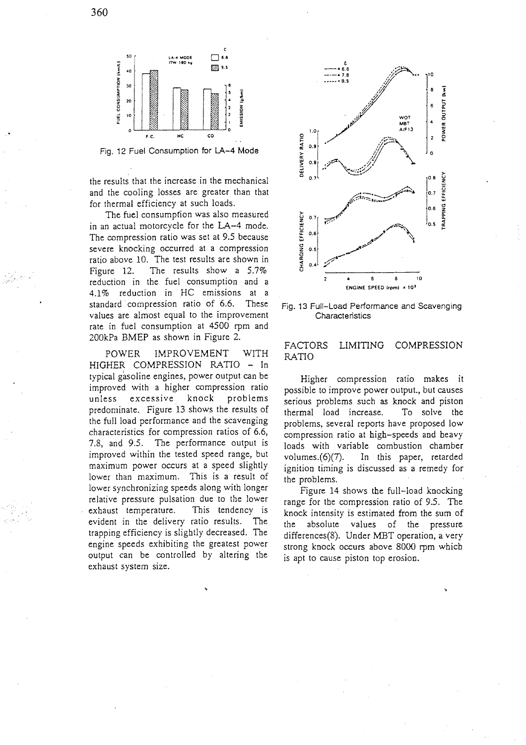Fig. 12 Fuel Consumption for LA-4 Mode

the results that the increase in the mechanical and the cooling losses are greater than that for thermal efficiency at such loads.

The fuel consumption was also measured in an actual motorcycle for the LA-4 mode. The compression ratio was set at 9.5 because severe knocking occurred at a compression ratio above 10. The test results are shown in Figure 12. The results show a 5.7% reduction in the fuel consumption and a 4.1% reduction in HC emissions at a standard compression ratio of 6.6. These values are almost equal to the improvement rate in fuel consumption at 4500 rpm and 200kPa BMEP as shown in Figure 2.

POWER IMPROVEMENT WITH HIGHER COMPRESSION RATIO – In typical gasoline engines, power output can be improved with a higher compression ratio unless excessive knock problems predominate. Figure 13 shows the results of the full load performance and the scavenging characteristics for compression ratios of 6.6, 7.8, and 9.5. The performance output is improved within the tested speed range, but maximum power occurs at a speed slightly lower than maximum. This is a result of lower synchronizing speeds along with longer relative pressure pulsation due to the lower exhaust temperature. This tendency is evident in the delivery ratio results. The trapping efficiency is slightly decreased. The engine speeds exhibiting the greatest power output can be controlled by altering the exhaust system size.

Fig. 13 Full-Load Performance and Scavenging Characteristics

## FACTORS LIMITING COMPRESSION RATIO

Higher compression ratio makes it possible to improve power output., but causes serious problems such as knock and piston thermal load increase. To solve the problems, several reports have proposed low compression ratio at high-speeds and heavy loads with variable combustion chamber volumes.(6)(7). In this paper, retarded ignition timing is discussed as a remedy for the problems.

Figure 14 shows the full-load knocking range for the compression ratio of 9.5. The knock intensity is estimated from the sum of the absolute values of the pressure differences(8). Under MBT operation, a very strong knock occurs above 8000 rpm which is apt to cause piston top erosion.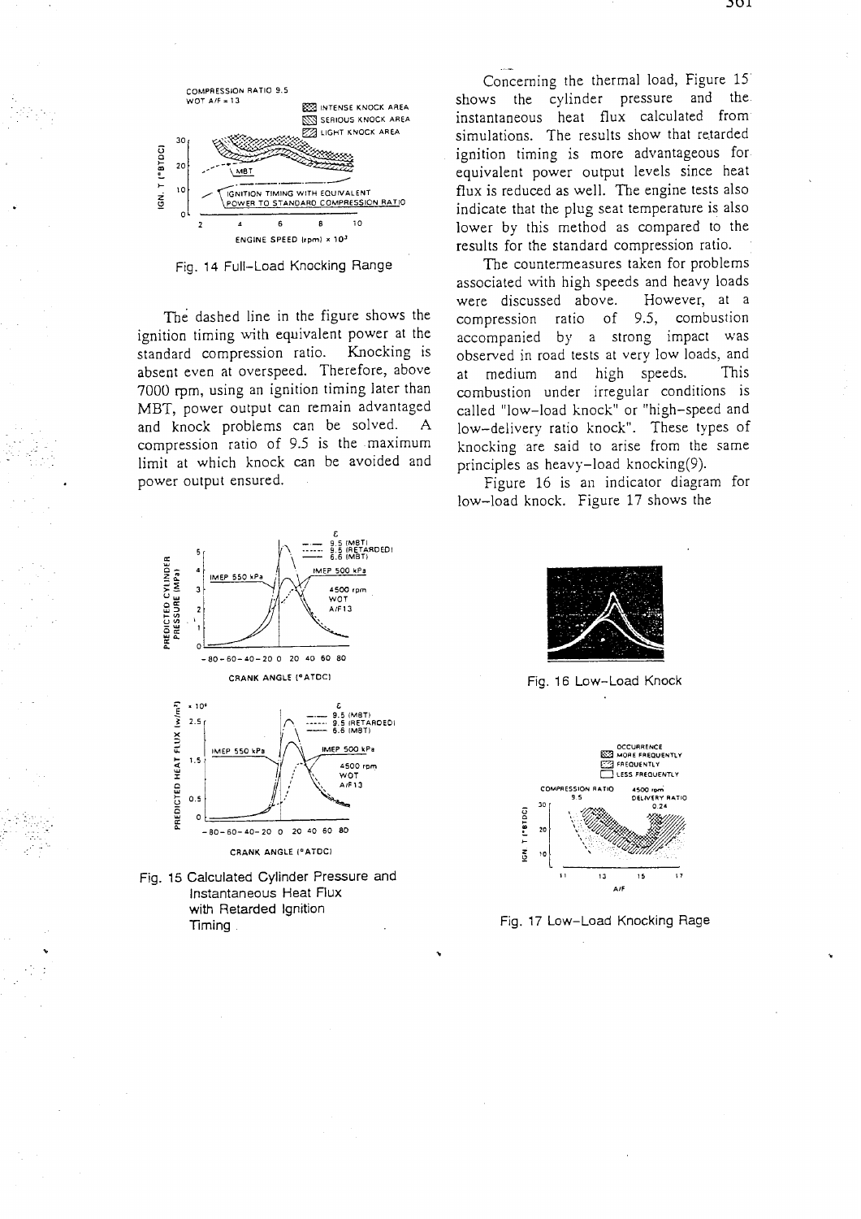Fig. 14 Full-Load Knocking Range

The dashed line in the figure shows the ignition timing with equivalent power at the standard compression ratio. Knocking is absent even at overspeed. Therefore, above 7000 rpm, using an ignition timing later than MBT, power output can remain advantaged and knock problems can be solved. A compression ratio of 9.5 is the maximum limit at which knock can be avoided and power output ensured.

Fig. 15 Calculated Cylinder Pressure and Instantaneous Heat Flux with Retarded Ignition Timing

Concerning the thermal load, Figure 15 shows the cylinder pressure and the instantaneous heat flux calculated from simulations. The results show that retarded ignition timing is more advantageous for equivalent power output levels since heat flux is reduced as well. The engine tests also indicate that the plug seat temperature is also lower by this method as compared to the results for the standard compression ratio.

The countermeasures taken for problems associated with high speeds and heavy loads were discussed above. However, at a compression ratio of 9.5, combustion accompanied by a strong impact was observed in road tests at very low loads, and at medium and high speeds. This combustion under irregular conditions is called "low-load knock" or "high-speed and low-delivery ratio knock". These types of knocking are said to arise from the same principles as heavy-load knocking(9).

Figure 16 is an indicator diagram for low-load knock. Figure 17 shows the

Fig. 16 Low-Load Knock

Fig. 17 Low-Load Knocking Rage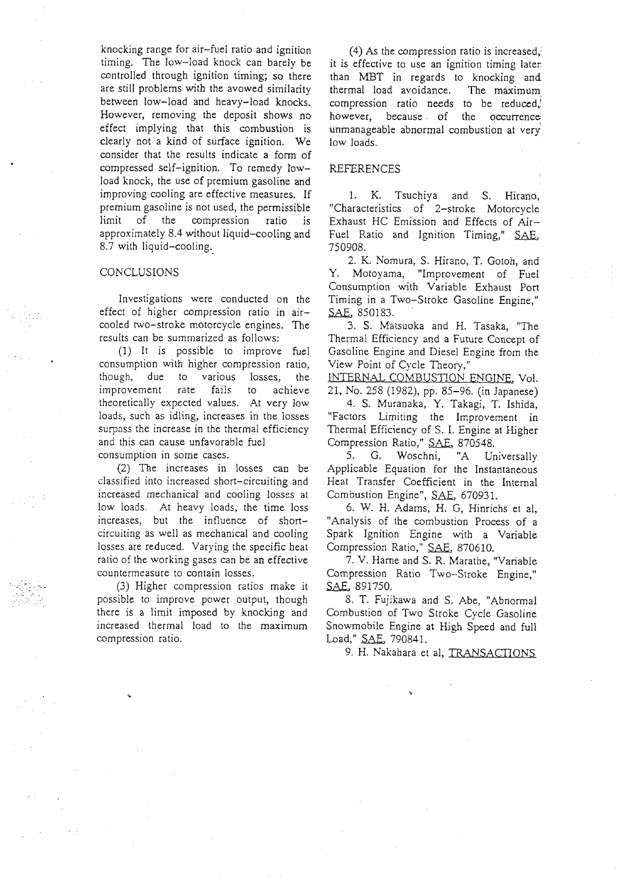knocking range for air–fuel ratio and ignition timing. The low–load knock can barely be controlled through ignition timing; so there are still problems with the avowed similarity between low–load and heavy–load knocks. However, removing the deposit shows no effect implying that this combustion is clearly not a kind of surface ignition. We consider that the results indicate a form of compressed self–ignition. To remedy low–load knock, the use of premium gasoline and improving cooling are effective measures. If premium gasoline is not used, the permissible limit of the compression ratio is approximately 8.4 without liquid–cooling and 8.7 with liquid–cooling.

## CONCLUSIONS

Investigations were conducted on the effect of higher compression ratio in air–cooled two–stroke motorcycle engines. The results can be summarized as follows:

(1) It is possible to improve fuel consumption with higher compression ratio, though, due to various losses, the improvement rate fails to achieve theoretically expected values. At very low loads, such as idling, increases in the losses surpass the increase in the thermal efficiency and this can cause unfavorable fuel consumption in some cases.

(2) The increases in losses can be classified into increased short–circuiting and increased mechanical and cooling losses at low loads. At heavy loads, the time loss increases, but the influence of short–circuiting as well as mechanical and cooling losses are reduced. Varying the specific heat ratio of the working gases can be an effective countermeasure to contain losses.

(3) Higher compression ratios make it possible to improve power output, though there is a limit imposed by knocking and increased thermal load to the maximum compression ratio.

(4) As the compression ratio is increased, it is effective to use an ignition timing later than MBT in regards to knocking and thermal load avoidance. The maximum compression ratio needs to be reduced, however, because of the occurrence unmanageable abnormal combustion at very low loads.

## REFERENCES

1. K. Tsuchiya and S. Hirano, "Characteristics of 2–stroke Motorcycle Exhaust HC Emission and Effects of Air–Fuel Ratio and Ignition Timing," SAE, 750908.
2. K. Nomura, S. Hirano, T. Gotoh, and Y. Motoyama, "Improvement of Fuel Consumption with Variable Exhaust Port Timing in a Two–Stroke Gasoline Engine," SAE, 850183.
3. S. Matsuoka and H. Tasaka, "The Thermal Efficiency and a Future Concept of Gasoline Engine and Diesel Engine from the View Point of Cycle Theory," INTERNAL COMBUSTION ENGINE, Vol. 21, No. 258 (1982), pp. 85–96. (in Japanese)
4. S. Muranaka, Y. Takagi, T. Ishida, "Factors Limiting the Improvement in Thermal Efficiency of S. I. Engine at Higher Compression Ratio," SAE, 870548.
5. G. Woschni, "A Universally Applicable Equation for the Instantaneous Heat Transfer Coefficient in the Internal Combustion Engine", SAE, 670931.
6. W. H. Adams, H. G, Hinrichs et al, "Analysis of the combustion Process of a Spark Ignition Engine with a Variable Compression Ratio," SAE, 870610.
7. V. Harne and S. R. Marathe, "Variable Compression Ratio Two–Stroke Engine," SAE, 891750.
8. T. Fujikawa and S. Abe, "Abnormal Combustion of Two Stroke Cycle Gasoline Snowmobile Engine at High Speed and full Load," SAE, 790841.
9. H. Nakahara et al, TRANSACTIONS